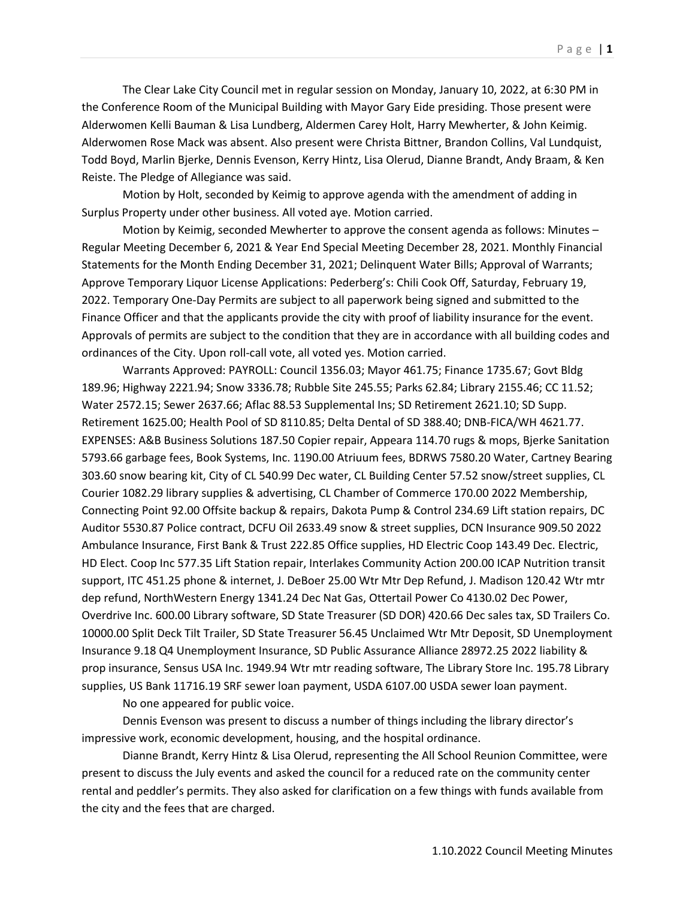The Clear Lake City Council met in regular session on Monday, January 10, 2022, at 6:30 PM in the Conference Room of the Municipal Building with Mayor Gary Eide presiding. Those present were Alderwomen Kelli Bauman & Lisa Lundberg, Aldermen Carey Holt, Harry Mewherter, & John Keimig. Alderwomen Rose Mack was absent. Also present were Christa Bittner, Brandon Collins, Val Lundquist, Todd Boyd, Marlin Bjerke, Dennis Evenson, Kerry Hintz, Lisa Olerud, Dianne Brandt, Andy Braam, & Ken Reiste. The Pledge of Allegiance was said.

Motion by Holt, seconded by Keimig to approve agenda with the amendment of adding in Surplus Property under other business. All voted aye. Motion carried.

Motion by Keimig, seconded Mewherter to approve the consent agenda as follows: Minutes – Regular Meeting December 6, 2021 & Year End Special Meeting December 28, 2021. Monthly Financial Statements for the Month Ending December 31, 2021; Delinquent Water Bills; Approval of Warrants; Approve Temporary Liquor License Applications: Pederberg's: Chili Cook Off, Saturday, February 19, 2022. Temporary One-Day Permits are subject to all paperwork being signed and submitted to the Finance Officer and that the applicants provide the city with proof of liability insurance for the event. Approvals of permits are subject to the condition that they are in accordance with all building codes and ordinances of the City. Upon roll-call vote, all voted yes. Motion carried.

Warrants Approved: PAYROLL: Council 1356.03; Mayor 461.75; Finance 1735.67; Govt Bldg 189.96; Highway 2221.94; Snow 3336.78; Rubble Site 245.55; Parks 62.84; Library 2155.46; CC 11.52; Water 2572.15; Sewer 2637.66; Aflac 88.53 Supplemental Ins; SD Retirement 2621.10; SD Supp. Retirement 1625.00; Health Pool of SD 8110.85; Delta Dental of SD 388.40; DNB-FICA/WH 4621.77. EXPENSES: A&B Business Solutions 187.50 Copier repair, Appeara 114.70 rugs & mops, Bjerke Sanitation 5793.66 garbage fees, Book Systems, Inc. 1190.00 Atriuum fees, BDRWS 7580.20 Water, Cartney Bearing 303.60 snow bearing kit, City of CL 540.99 Dec water, CL Building Center 57.52 snow/street supplies, CL Courier 1082.29 library supplies & advertising, CL Chamber of Commerce 170.00 2022 Membership, Connecting Point 92.00 Offsite backup & repairs, Dakota Pump & Control 234.69 Lift station repairs, DC Auditor 5530.87 Police contract, DCFU Oil 2633.49 snow & street supplies, DCN Insurance 909.50 2022 Ambulance Insurance, First Bank & Trust 222.85 Office supplies, HD Electric Coop 143.49 Dec. Electric, HD Elect. Coop Inc 577.35 Lift Station repair, Interlakes Community Action 200.00 ICAP Nutrition transit support, ITC 451.25 phone & internet, J. DeBoer 25.00 Wtr Mtr Dep Refund, J. Madison 120.42 Wtr mtr dep refund, NorthWestern Energy 1341.24 Dec Nat Gas, Ottertail Power Co 4130.02 Dec Power, Overdrive Inc. 600.00 Library software, SD State Treasurer (SD DOR) 420.66 Dec sales tax, SD Trailers Co. 10000.00 Split Deck Tilt Trailer, SD State Treasurer 56.45 Unclaimed Wtr Mtr Deposit, SD Unemployment Insurance 9.18 Q4 Unemployment Insurance, SD Public Assurance Alliance 28972.25 2022 liability & prop insurance, Sensus USA Inc. 1949.94 Wtr mtr reading software, The Library Store Inc. 195.78 Library supplies, US Bank 11716.19 SRF sewer loan payment, USDA 6107.00 USDA sewer loan payment.

No one appeared for public voice.

Dennis Evenson was present to discuss a number of things including the library director's impressive work, economic development, housing, and the hospital ordinance.

Dianne Brandt, Kerry Hintz & Lisa Olerud, representing the All School Reunion Committee, were present to discuss the July events and asked the council for a reduced rate on the community center rental and peddler's permits. They also asked for clarification on a few things with funds available from the city and the fees that are charged.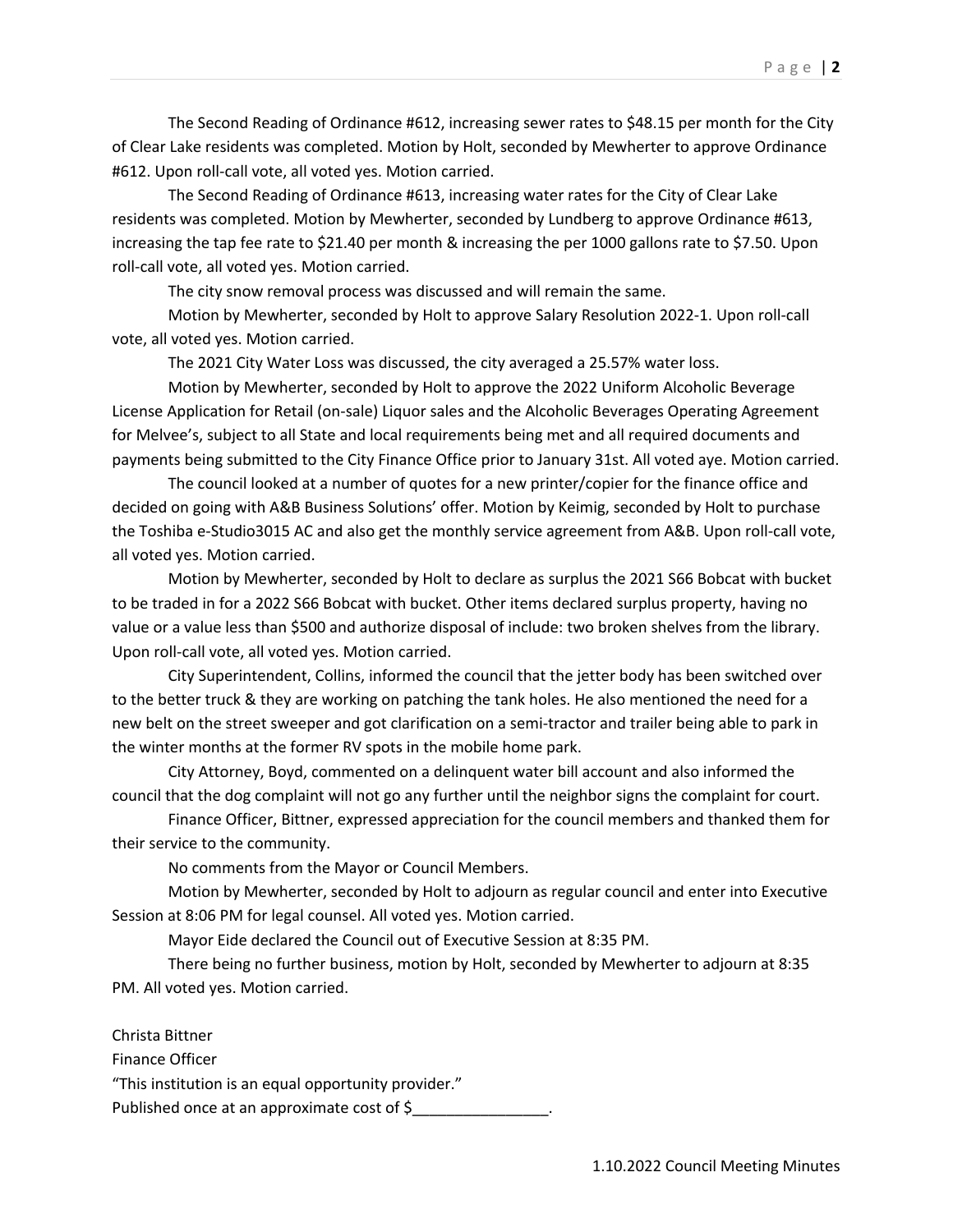The Second Reading of Ordinance #612, increasing sewer rates to $48.15 per month for the City of Clear Lake residents was completed. Motion by Holt, seconded by Mewherter to approve Ordinance #612. Upon roll-call vote, all voted yes. Motion carried.

The Second Reading of Ordinance #613, increasing water rates for the City of Clear Lake residents was completed. Motion by Mewherter, seconded by Lundberg to approve Ordinance #613, increasing the tap fee rate to $21.40 per month & increasing the per 1000 gallons rate to $7.50. Upon roll-call vote, all voted yes. Motion carried.

The city snow removal process was discussed and will remain the same.

Motion by Mewherter, seconded by Holt to approve Salary Resolution 2022-1. Upon roll-call vote, all voted yes. Motion carried.

The 2021 City Water Loss was discussed, the city averaged a 25.57% water loss.

Motion by Mewherter, seconded by Holt to approve the 2022 Uniform Alcoholic Beverage License Application for Retail (on-sale) Liquor sales and the Alcoholic Beverages Operating Agreement for Melvee's, subject to all State and local requirements being met and all required documents and payments being submitted to the City Finance Office prior to January 31st. All voted aye. Motion carried.

The council looked at a number of quotes for a new printer/copier for the finance office and decided on going with A&B Business Solutions' offer. Motion by Keimig, seconded by Holt to purchase the Toshiba e-Studio3015 AC and also get the monthly service agreement from A&B. Upon roll-call vote, all voted yes. Motion carried.

Motion by Mewherter, seconded by Holt to declare as surplus the 2021 S66 Bobcat with bucket to be traded in for a 2022 S66 Bobcat with bucket. Other items declared surplus property, having no value or a value less than $500 and authorize disposal of include: two broken shelves from the library. Upon roll-call vote, all voted yes. Motion carried.

City Superintendent, Collins, informed the council that the jetter body has been switched over to the better truck & they are working on patching the tank holes. He also mentioned the need for a new belt on the street sweeper and got clarification on a semi-tractor and trailer being able to park in the winter months at the former RV spots in the mobile home park.

City Attorney, Boyd, commented on a delinquent water bill account and also informed the council that the dog complaint will not go any further until the neighbor signs the complaint for court.

Finance Officer, Bittner, expressed appreciation for the council members and thanked them for their service to the community.

No comments from the Mayor or Council Members.

Motion by Mewherter, seconded by Holt to adjourn as regular council and enter into Executive Session at 8:06 PM for legal counsel. All voted yes. Motion carried.

Mayor Eide declared the Council out of Executive Session at 8:35 PM.

There being no further business, motion by Holt, seconded by Mewherter to adjourn at 8:35 PM. All voted yes. Motion carried.

Christa Bittner
Finance Officer
"This institution is an equal opportunity provider."
Published once at an approximate cost of $________________.

1.10.2022 Council Meeting Minutes